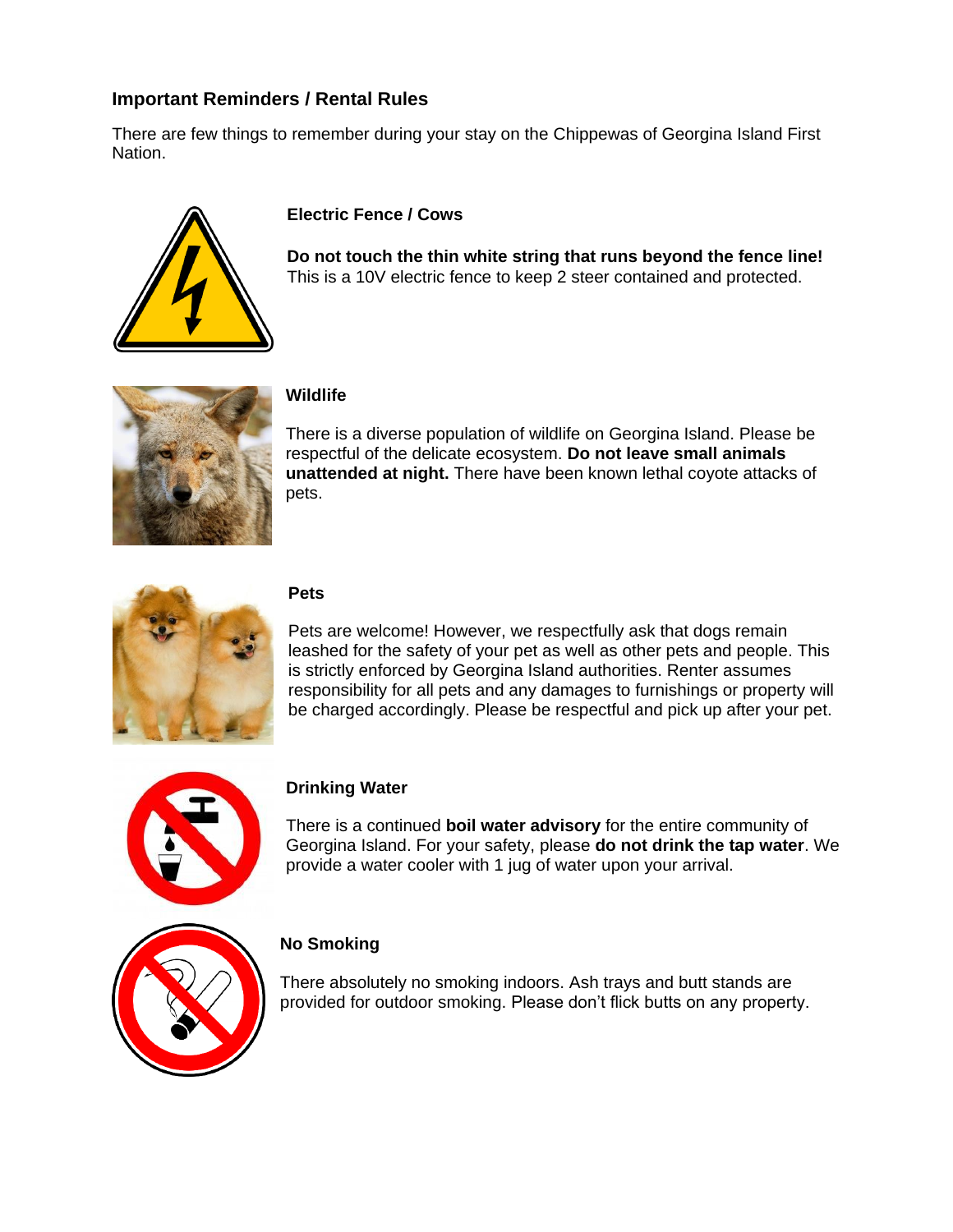## Important Reminders / Rental Rules

There are few things to remember during your stay on the Chippewas of Georgina Island First Nation.

### Electric Fence / Cows

**Do not touch the thin white string that runs beyond the fence line!** This is a 10V electric fence to keep 2 steer contained and protected.

### Wildlife

There is a diverse population of wildlife on Georgina Island. Please be respectful of the delicate ecosystem. **Do not leave small animals unattended at night.** There have been known lethal coyote attacks of pets.

### Pets

Pets are welcome! However, we respectfully ask that dogs remain leashed for the safety of your pet as well as other pets and people. This is strictly enforced by Georgina Island authorities. Renter assumes responsibility for all pets and any damages to furnishings or property will be charged accordingly. Please be respectful and pick up after your pet.

### Drinking Water

There is a continued **boil water advisory** for the entire community of Georgina Island. For your safety, please **do not drink the tap water**. We provide a water cooler with 1 jug of water upon your arrival.

### No Smoking

There absolutely no smoking indoors. Ash trays and butt stands are provided for outdoor smoking. Please don't flick butts on any property.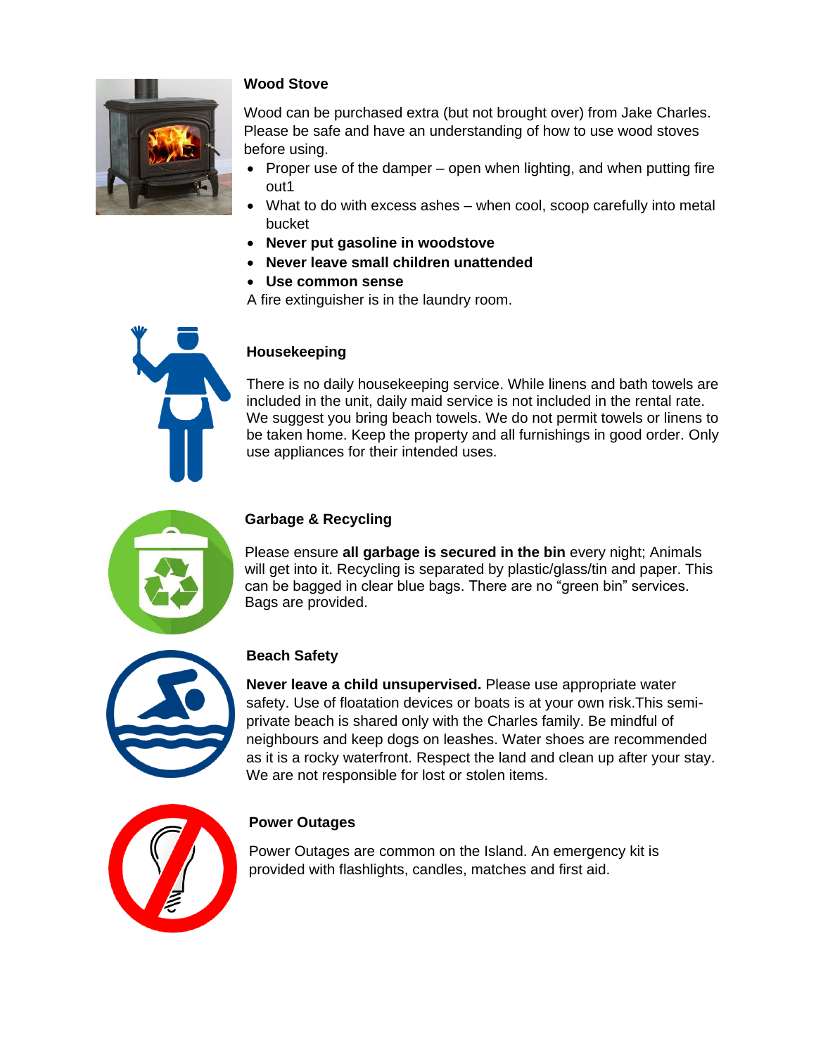## Wood Stove

Wood can be purchased extra (but not brought over) from Jake Charles. Please be safe and have an understanding of how to use wood stoves before using.

- Proper use of the damper – open when lighting, and when putting fire out1
- What to do with excess ashes – when cool, scoop carefully into metal bucket
- **Never put gasoline in woodstove**
- **Never leave small children unattended**
- **Use common sense**

A fire extinguisher is in the laundry room.

## Housekeeping

There is no daily housekeeping service. While linens and bath towels are included in the unit, daily maid service is not included in the rental rate. We suggest you bring beach towels. We do not permit towels or linens to be taken home. Keep the property and all furnishings in good order. Only use appliances for their intended uses.

## Garbage & Recycling

Please ensure **all garbage is secured in the bin** every night; Animals will get into it. Recycling is separated by plastic/glass/tin and paper. This can be bagged in clear blue bags. There are no "green bin" services. Bags are provided.

## Beach Safety

**Never leave a child unsupervised.** Please use appropriate water safety. Use of floatation devices or boats is at your own risk.This semi-private beach is shared only with the Charles family. Be mindful of neighbours and keep dogs on leashes. Water shoes are recommended as it is a rocky waterfront. Respect the land and clean up after your stay. We are not responsible for lost or stolen items.

## Power Outages

Power Outages are common on the Island. An emergency kit is provided with flashlights, candles, matches and first aid.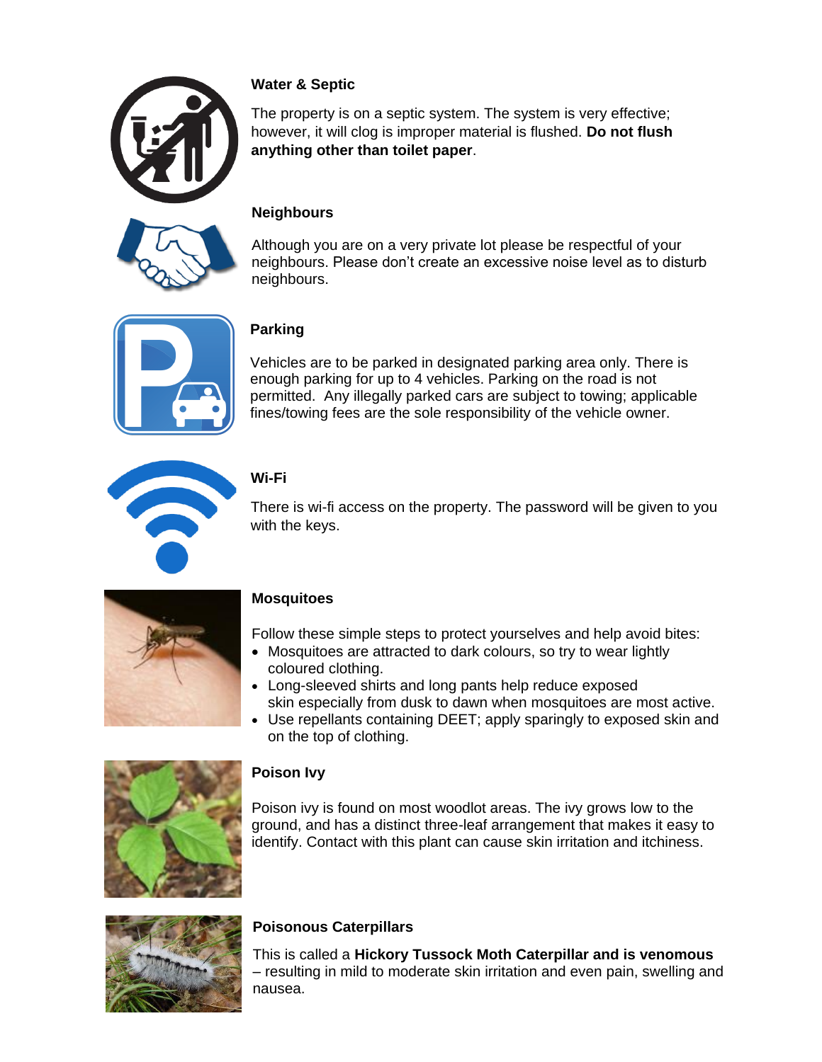### Water & Septic

The property is on a septic system. The system is very effective; however, it will clog is improper material is flushed. **Do not flush anything other than toilet paper**.

### Neighbours

Although you are on a very private lot please be respectful of your neighbours. Please don't create an excessive noise level as to disturb neighbours.

### Parking

Vehicles are to be parked in designated parking area only. There is enough parking for up to 4 vehicles. Parking on the road is not permitted. Any illegally parked cars are subject to towing; applicable fines/towing fees are the sole responsibility of the vehicle owner.

### Wi-Fi

There is wi-fi access on the property. The password will be given to you with the keys.

### Mosquitoes

Follow these simple steps to protect yourselves and help avoid bites:

- Mosquitoes are attracted to dark colours, so try to wear lightly coloured clothing.
- Long-sleeved shirts and long pants help reduce exposed skin especially from dusk to dawn when mosquitoes are most active.
- Use repellants containing DEET; apply sparingly to exposed skin and on the top of clothing.

### Poison Ivy

Poison ivy is found on most woodlot areas. The ivy grows low to the ground, and has a distinct three-leaf arrangement that makes it easy to identify. Contact with this plant can cause skin irritation and itchiness.

### Poisonous Caterpillars

This is called a **Hickory Tussock Moth Caterpillar and is venomous** – resulting in mild to moderate skin irritation and even pain, swelling and nausea.